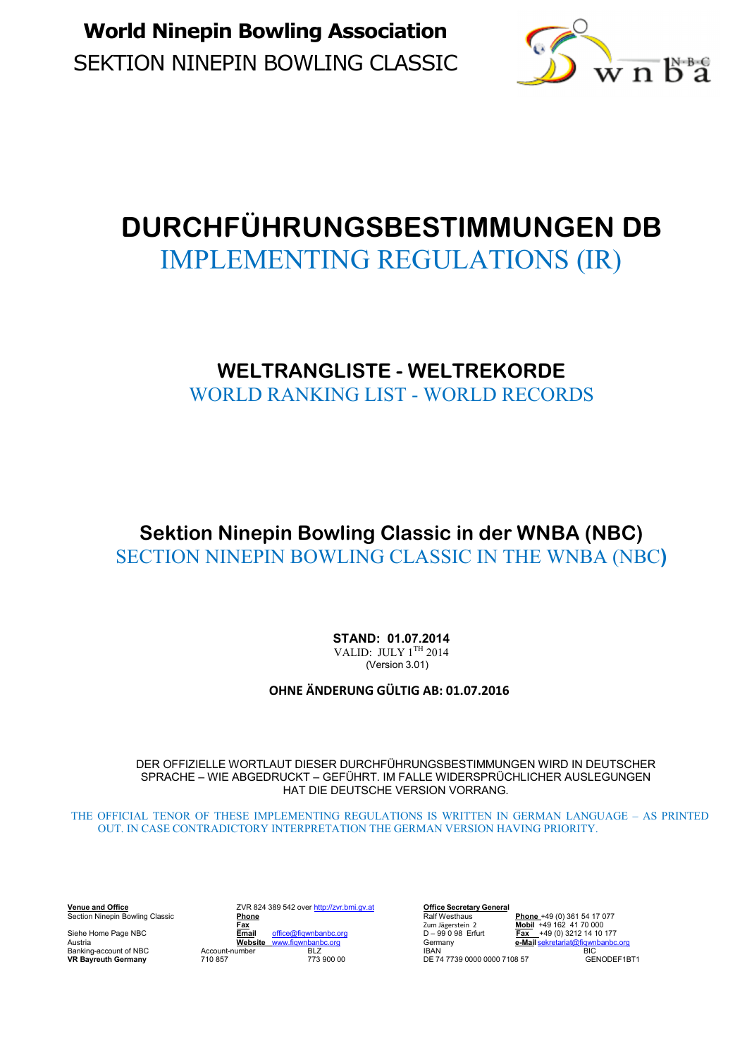**World Ninepin Bowling Association**
SEKTION NINEPIN BOWLING CLASSIC

# DURCHFÜHRUNGSBESTIMMUNGEN DB
# IMPLEMENTING REGULATIONS (IR)

## WELTRANGLISTE - WELTREKORDE
## WORLD RANKING LIST - WORLD RECORDS

## Sektion Ninepin Bowling Classic in der WNBA (NBC)
## SECTION NINEPIN BOWLING CLASSIC IN THE WNBA (NBC)

**STAND: 01.07.2014**
VALID: JULY 1TH 2014
(Version 3.01)

**OHNE ÄNDERUNG GÜLTIG AB: 01.07.2016**

DER OFFIZIELLE WORTLAUT DIESER DURCHFÜHRUNGSBESTIMMUNGEN WIRD IN DEUTSCHER SPRACHE – WIE ABGEDRUCKT – GEFÜHRT. IM FALLE WIDERSPRÜCHLICHER AUSLEGUNGEN HAT DIE DEUTSCHE VERSION VORRANG.

THE OFFICIAL TENOR OF THESE IMPLEMENTING REGULATIONS IS WRITTEN IN GERMAN LANGUAGE – AS PRINTED OUT. IN CASE CONTRADICTORY INTERPRETATION THE GERMAN VERSION HAVING PRIORITY.

**Venue and Office**
Section Ninepin Bowling Classic

Siehe Home Page NBC
Austria
Banking-account of NBC
**VR Bayreuth Germany**

ZVR 824 389 542 over http://zvr.bmi.gv.at
**Phone**
**Fax**
**Email** office@fiqwnbanbc.org
**Website** www.fiqwnbanbc.org
Account-number 710 857
BLZ 773 900 00

**Office Secretary General**
Ralf Westhaus
Zum Jägerstein 2
D – 99 0 98 Erfurt
Germany
IBAN DE 74 7739 0000 0000 7108 57

**Phone** +49 (0) 361 54 17 077
**Mobil** +49 162 41 70 000
**Fax** +49 (0) 3212 14 10 177
**e-Mail** sekretariat@fiqwnbanbc.org
BIC GENODEF1BT1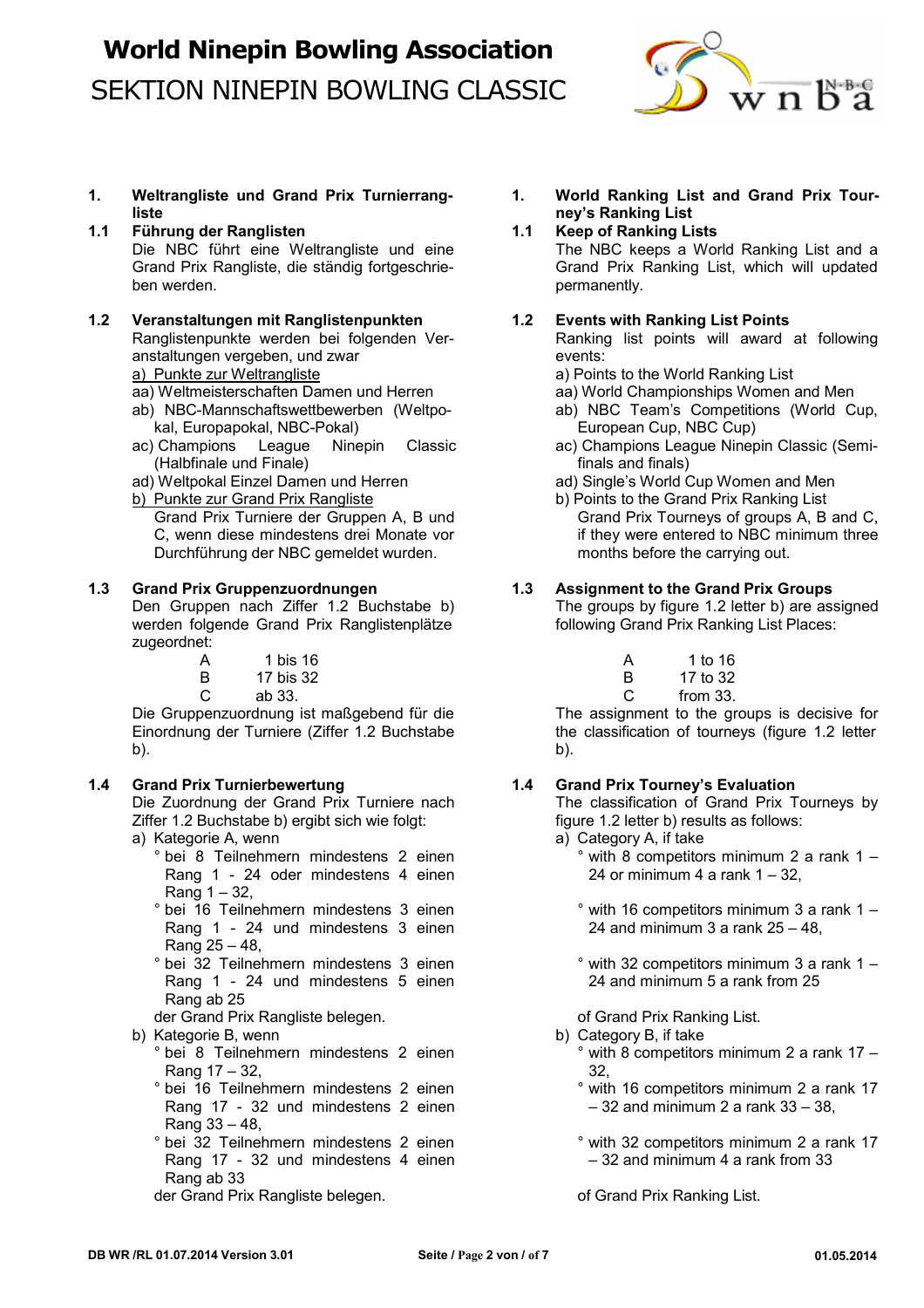# World Ninepin Bowling Association

SEKTION NINEPIN BOWLING CLASSIC

## 1. Weltrangliste und Grand Prix Turnierrangliste

### 1.1 Führung der Ranglisten

Die NBC führt eine Weltrangliste und eine Grand Prix Rangliste, die ständig fortgeschrieben werden.

### 1.2 Veranstaltungen mit Ranglistenpunkten

Ranglistenpunkte werden bei folgenden Veranstaltungen vergeben, und zwar

a) Punkte zur Weltrangliste

- aa) Weltmeisterschaften Damen und Herren
- ab) NBC-Mannschaftswettbewerben (Weltpokal, Europapokal, NBC-Pokal)
- ac) Champions League Ninepin Classic (Halbfinale und Finale)
- ad) Weltpokal Einzel Damen und Herren

b) Punkte zur Grand Prix Rangliste

Grand Prix Turniere der Gruppen A, B und C, wenn diese mindestens drei Monate vor Durchführung der NBC gemeldet wurden.

### 1.3 Grand Prix Gruppenzuordnungen

Den Gruppen nach Ziffer 1.2 Buchstabe b) werden folgende Grand Prix Ranglistenplätze zugeordnet:

| | |
|---|---|
| A | 1 bis 16 |
| B | 17 bis 32 |
| C | ab 33. |

Die Gruppenzuordnung ist maßgebend für die Einordnung der Turniere (Ziffer 1.2 Buchstabe b).

### 1.4 Grand Prix Turnierbewertung

Die Zuordnung der Grand Prix Turniere nach Ziffer 1.2 Buchstabe b) ergibt sich wie folgt:

a) Kategorie A, wenn

- ° bei 8 Teilnehmern mindestens 2 einen Rang 1 - 24 oder mindestens 4 einen Rang 1 – 32,
- ° bei 16 Teilnehmern mindestens 3 einen Rang 1 - 24 und mindestens 3 einen Rang 25 – 48,
- ° bei 32 Teilnehmern mindestens 3 einen Rang 1 - 24 und mindestens 5 einen Rang ab 25

der Grand Prix Rangliste belegen.

b) Kategorie B, wenn

- ° bei 8 Teilnehmern mindestens 2 einen Rang 17 – 32,
- ° bei 16 Teilnehmern mindestens 2 einen Rang 17 - 32 und mindestens 2 einen Rang 33 – 48,
- ° bei 32 Teilnehmern mindestens 2 einen Rang 17 - 32 und mindestens 4 einen Rang ab 33

der Grand Prix Rangliste belegen.

## 1. World Ranking List and Grand Prix Tourney's Ranking List

### 1.1 Keep of Ranking Lists

The NBC keeps a World Ranking List and a Grand Prix Ranking List, which will updated permanently.

### 1.2 Events with Ranking List Points

Ranking list points will award at following events:

a) Points to the World Ranking List

- aa) World Championships Women and Men
- ab) NBC Team's Competitions (World Cup, European Cup, NBC Cup)
- ac) Champions League Ninepin Classic (Semi-finals and finals)
- ad) Single's World Cup Women and Men

b) Points to the Grand Prix Ranking List

Grand Prix Tourneys of groups A, B and C, if they were entered to NBC minimum three months before the carrying out.

### 1.3 Assignment to the Grand Prix Groups

The groups by figure 1.2 letter b) are assigned following Grand Prix Ranking List Places:

| | |
|---|---|
| A | 1 to 16 |
| B | 17 to 32 |
| C | from 33. |

The assignment to the groups is decisive for the classification of tourneys (figure 1.2 letter b).

### 1.4 Grand Prix Tourney's Evaluation

The classification of Grand Prix Tourneys by figure 1.2 letter b) results as follows:

a) Category A, if take

- ° with 8 competitors minimum 2 a rank 1 – 24 or minimum 4 a rank 1 – 32,
- ° with 16 competitors minimum 3 a rank 1 – 24 and minimum 3 a rank 25 – 48,
- ° with 32 competitors minimum 3 a rank 1 – 24 and minimum 5 a rank from 25

of Grand Prix Ranking List.

b) Category B, if take

- ° with 8 competitors minimum 2 a rank 17 – 32,
- ° with 16 competitors minimum 2 a rank 17 – 32 and minimum 2 a rank 33 – 38,
- ° with 32 competitors minimum 2 a rank 17 – 32 and minimum 4 a rank from 33

of Grand Prix Ranking List.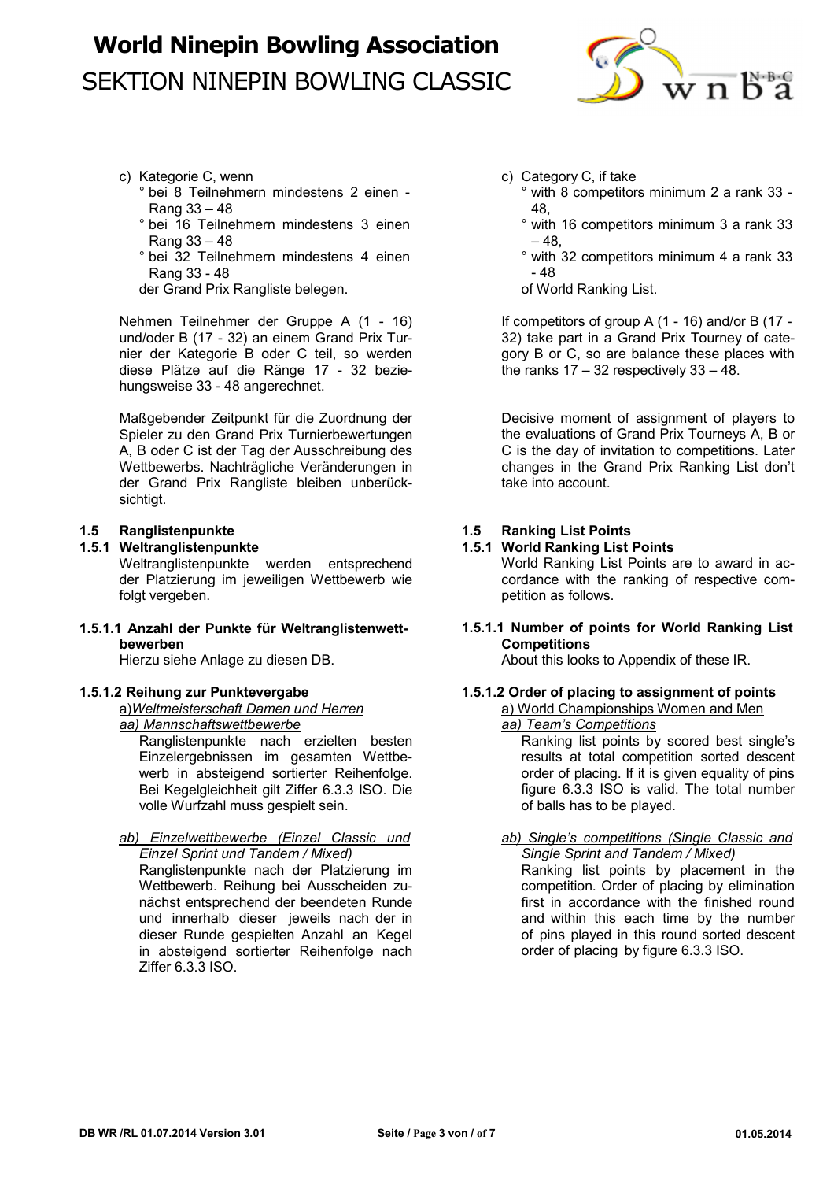c) Kategorie C, wenn
   ° bei 8 Teilnehmern mindestens 2 einen - Rang 33 – 48
   ° bei 16 Teilnehmern mindestens 3 einen Rang 33 – 48
   ° bei 32 Teilnehmern mindestens 4 einen Rang 33 - 48
   der Grand Prix Rangliste belegen.

Nehmen Teilnehmer der Gruppe A (1 - 16) und/oder B (17 - 32) an einem Grand Prix Turnier der Kategorie B oder C teil, so werden diese Plätze auf die Ränge 17 - 32 beziehungsweise 33 - 48 angerechnet.

Maßgebender Zeitpunkt für die Zuordnung der Spieler zu den Grand Prix Turnierbewertungen A, B oder C ist der Tag der Ausschreibung des Wettbewerbs. Nachträgliche Veränderungen in der Grand Prix Rangliste bleiben unberücksichtigt.

c) Category C, if take
   ° with 8 competitors minimum 2 a rank 33 - 48,
   ° with 16 competitors minimum 3 a rank 33 – 48,
   ° with 32 competitors minimum 4 a rank 33 - 48
   of World Ranking List.

If competitors of group A (1 - 16) and/or B (17 - 32) take part in a Grand Prix Tourney of category B or C, so are balance these places with the ranks 17 – 32 respectively 33 – 48.

Decisive moment of assignment of players to the evaluations of Grand Prix Tourneys A, B or C is the day of invitation to competitions. Later changes in the Grand Prix Ranking List don't take into account.

## 1.5 Ranglistenpunkte

### 1.5.1 Weltranglistenpunkte

Weltranglistenpunkte werden entsprechend der Platzierung im jeweiligen Wettbewerb wie folgt vergeben.

#### 1.5.1.1 Anzahl der Punkte für Weltranglistenwettbewerben

Hierzu siehe Anlage zu diesen DB.

#### 1.5.1.2 Reihung zur Punktevergabe

a) *Weltmeisterschaft Damen und Herren*

*aa) Mannschaftswettbewerbe*

Ranglistenpunkte nach erzielten besten Einzelergebnissen im gesamten Wettbewerb in absteigend sortierter Reihenfolge. Bei Kegelgleichheit gilt Ziffer 6.3.3 ISO. Die volle Wurfzahl muss gespielt sein.

*ab) Einzelwettbewerbe (Einzel Classic und Einzel Sprint und Tandem / Mixed)*

Ranglistenpunkte nach der Platzierung im Wettbewerb. Reihung bei Ausscheiden zunächst entsprechend der beendeten Runde und innerhalb dieser jeweils nach der in dieser Runde gespielten Anzahl an Kegel in absteigend sortierter Reihenfolge nach Ziffer 6.3.3 ISO.

## 1.5 Ranking List Points

### 1.5.1 World Ranking List Points

World Ranking List Points are to award in accordance with the ranking of respective competition as follows.

#### 1.5.1.1 Number of points for World Ranking List Competitions

About this looks to Appendix of these IR.

#### 1.5.1.2 Order of placing to assignment of points

a) World Championships Women and Men

*aa) Team's Competitions*

Ranking list points by scored best single's results at total competition sorted descent order of placing. If it is given equality of pins figure 6.3.3 ISO is valid. The total number of balls has to be played.

*ab) Single's competitions (Single Classic and Single Sprint and Tandem / Mixed)*

Ranking list points by placement in the competition. Order of placing by elimination first in accordance with the finished round and within this each time by the number of pins played in this round sorted descent order of placing by figure 6.3.3 ISO.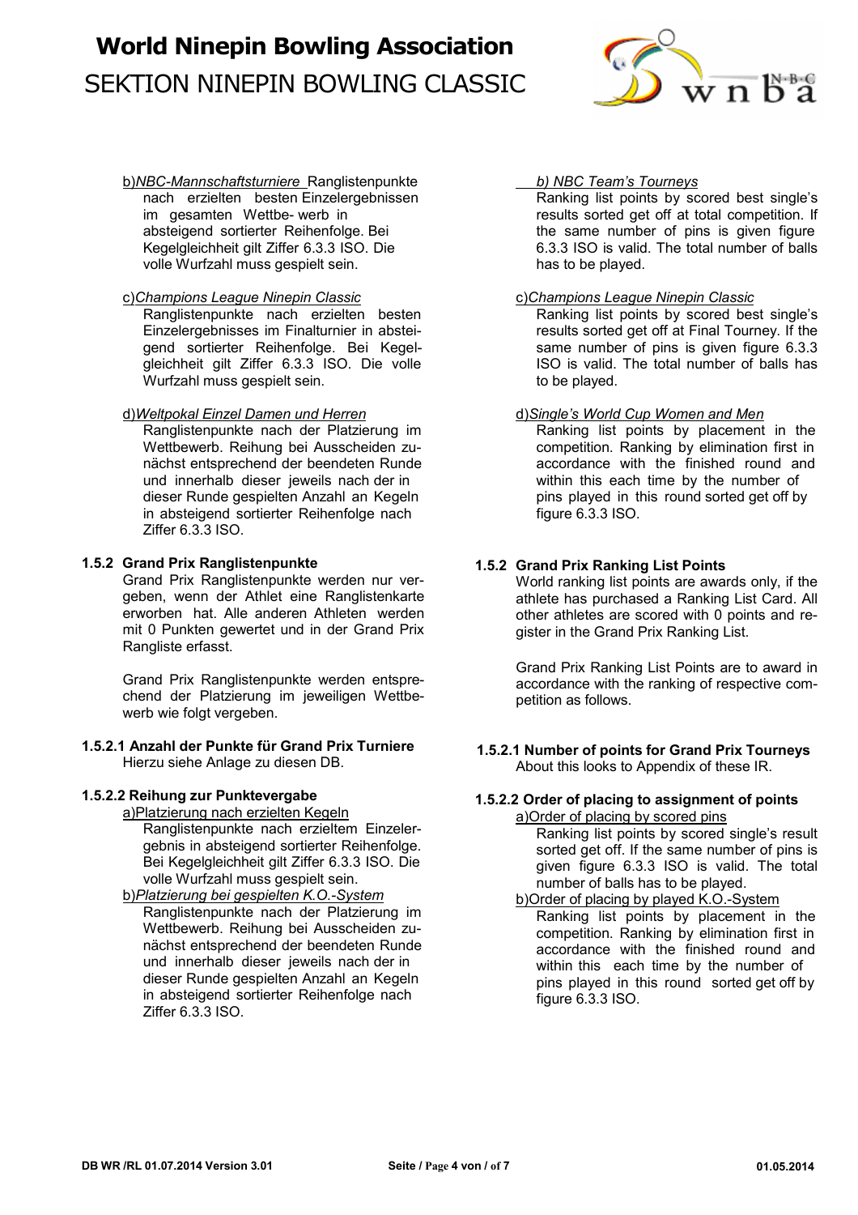b)*NBC-Mannschaftsturniere* Ranglistenpunkte nach erzielten besten Einzelergebnissen im gesamten Wettbe- werb in absteigend sortierter Reihenfolge. Bei Kegelgleichheit gilt Ziffer 6.3.3 ISO. Die volle Wurfzahl muss gespielt sein.

c)*Champions League Ninepin Classic*
Ranglistenpunkte nach erzielten besten Einzelergebnisses im Finalturnier in absteigend sortierter Reihenfolge. Bei Kegelgleichheit gilt Ziffer 6.3.3 ISO. Die volle Wurfzahl muss gespielt sein.

d)*Weltpokal Einzel Damen und Herren*
Ranglistenpunkte nach der Platzierung im Wettbewerb. Reihung bei Ausscheiden zunächst entsprechend der beendeten Runde und innerhalb dieser jeweils nach der in dieser Runde gespielten Anzahl an Kegeln in absteigend sortierter Reihenfolge nach Ziffer 6.3.3 ISO.

### 1.5.2 Grand Prix Ranglistenpunkte

Grand Prix Ranglistenpunkte werden nur vergeben, wenn der Athlet eine Ranglistenkarte erworben hat. Alle anderen Athleten werden mit 0 Punkten gewertet und in der Grand Prix Rangliste erfasst.

Grand Prix Ranglistenpunkte werden entsprechend der Platzierung im jeweiligen Wettbewerb wie folgt vergeben.

#### 1.5.2.1 Anzahl der Punkte für Grand Prix Turniere

Hierzu siehe Anlage zu diesen DB.

#### 1.5.2.2 Reihung zur Punktevergabe

a)Platzierung nach erzielten Kegeln
Ranglistenpunkte nach erzieltem Einzelergebnis in absteigend sortierter Reihenfolge. Bei Kegelgleichheit gilt Ziffer 6.3.3 ISO. Die volle Wurfzahl muss gespielt sein.

b)*Platzierung bei gespielten K.O.-System*
Ranglistenpunkte nach der Platzierung im Wettbewerb. Reihung bei Ausscheiden zunächst entsprechend der beendeten Runde und innerhalb dieser jeweils nach der in dieser Runde gespielten Anzahl an Kegeln in absteigend sortierter Reihenfolge nach Ziffer 6.3.3 ISO.

*b) NBC Team's Tourneys*
Ranking list points by scored best single's results sorted get off at total competition. If the same number of pins is given figure 6.3.3 ISO is valid. The total number of balls has to be played.

c)*Champions League Ninepin Classic*
Ranking list points by scored best single's results sorted get off at Final Tourney. If the same number of pins is given figure 6.3.3 ISO is valid. The total number of balls has to be played.

d)*Single's World Cup Women and Men*
Ranking list points by placement in the competition. Ranking by elimination first in accordance with the finished round and within this each time by the number of pins played in this round sorted get off by figure 6.3.3 ISO.

### 1.5.2 Grand Prix Ranking List Points

World ranking list points are awards only, if the athlete has purchased a Ranking List Card. All other athletes are scored with 0 points and register in the Grand Prix Ranking List.

Grand Prix Ranking List Points are to award in accordance with the ranking of respective competition as follows.

#### 1.5.2.1 Number of points for Grand Prix Tourneys

About this looks to Appendix of these IR.

#### 1.5.2.2 Order of placing to assignment of points

a)Order of placing by scored pins
Ranking list points by scored single's result sorted get off. If the same number of pins is given figure 6.3.3 ISO is valid. The total number of balls has to be played.

b)Order of placing by played K.O.-System
Ranking list points by placement in the competition. Ranking by elimination first in accordance with the finished round and within this each time by the number of pins played in this round sorted get off by figure 6.3.3 ISO.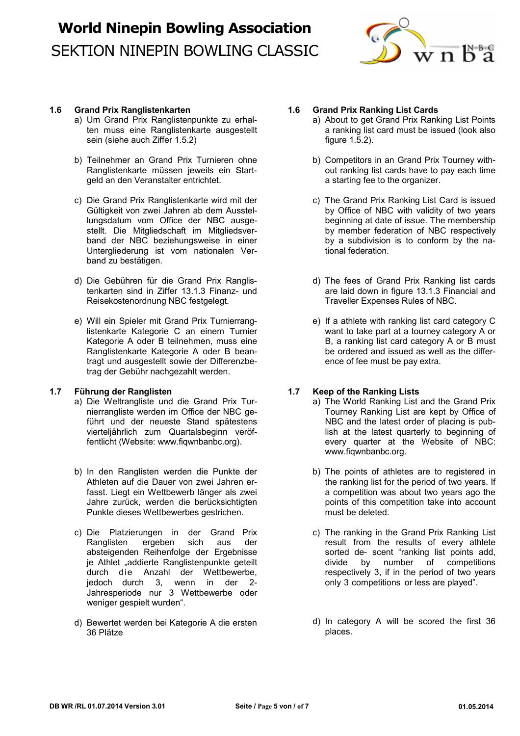## 1.6 Grand Prix Ranglistenkarten

a) Um Grand Prix Ranglistenpunkte zu erhalten muss eine Ranglistenkarte ausgestellt sein (siehe auch Ziffer 1.5.2)

b) Teilnehmer an Grand Prix Turnieren ohne Ranglistenkarte müssen jeweils ein Startgeld an den Veranstalter entrichtet.

c) Die Grand Prix Ranglistenkarte wird mit der Gültigkeit von zwei Jahren ab dem Ausstellungsdatum vom Office der NBC ausgestellt. Die Mitgliedschaft im Mitgliedsverband der NBC beziehungsweise in einer Untergliederung ist vom nationalen Verband zu bestätigen.

d) Die Gebühren für die Grand Prix Ranglistenkarten sind in Ziffer 13.1.3 Finanz- und Reisekostenordnung NBC festgelegt.

e) Will ein Spieler mit Grand Prix Turnierranglistenkarte Kategorie C an einem Turnier Kategorie A oder B teilnehmen, muss eine Ranglistenkarte Kategorie A oder B beantragt und ausgestellt sowie der Differenzbetrag der Gebühr nachgezahlt werden.

## 1.7 Führung der Ranglisten

a) Die Weltrangliste und die Grand Prix Turnierrangliste werden im Office der NBC geführt und der neueste Stand spätestens vierteljährlich zum Quartalsbeginn veröffentlicht (Website: www.fiqwnbanbc.org).

b) In den Ranglisten werden die Punkte der Athleten auf die Dauer von zwei Jahren erfasst. Liegt ein Wettbewerb länger als zwei Jahre zurück, werden die berücksichtigten Punkte dieses Wettbewerbes gestrichen.

c) Die Platzierungen in der Grand Prix Ranglisten ergeben sich aus der absteigenden Reihenfolge der Ergebnisse je Athlet „addierte Ranglistenpunkte geteilt durch die Anzahl der Wettbewerbe, jedoch durch 3, wenn in der 2-Jahresperiode nur 3 Wettbewerbe oder weniger gespielt wurden“.

d) Bewertet werden bei Kategorie A die ersten 36 Plätze

## 1.6 Grand Prix Ranking List Cards

a) About to get Grand Prix Ranking List Points a ranking list card must be issued (look also figure 1.5.2).

b) Competitors in an Grand Prix Tourney without ranking list cards have to pay each time a starting fee to the organizer.

c) The Grand Prix Ranking List Card is issued by Office of NBC with validity of two years beginning at date of issue. The membership by member federation of NBC respectively by a subdivision is to conform by the national federation.

d) The fees of Grand Prix Ranking list cards are laid down in figure 13.1.3 Financial and Traveller Expenses Rules of NBC.

e) If a athlete with ranking list card category C want to take part at a tourney category A or B, a ranking list card category A or B must be ordered and issued as well as the difference of fee must be pay extra.

## 1.7 Keep of the Ranking Lists

a) The World Ranking List and the Grand Prix Tourney Ranking List are kept by Office of NBC and the latest order of placing is publish at the latest quarterly to beginning of every quarter at the Website of NBC: www.fiqwnbanbc.org.

b) The points of athletes are to registered in the ranking list for the period of two years. If a competition was about two years ago the points of this competition take into account must be deleted.

c) The ranking in the Grand Prix Ranking List result from the results of every athlete sorted de- scent “ranking list points add, divide by number of competitions respectively 3, if in the period of two years only 3 competitions or less are played”.

d) In category A will be scored the first 36 places.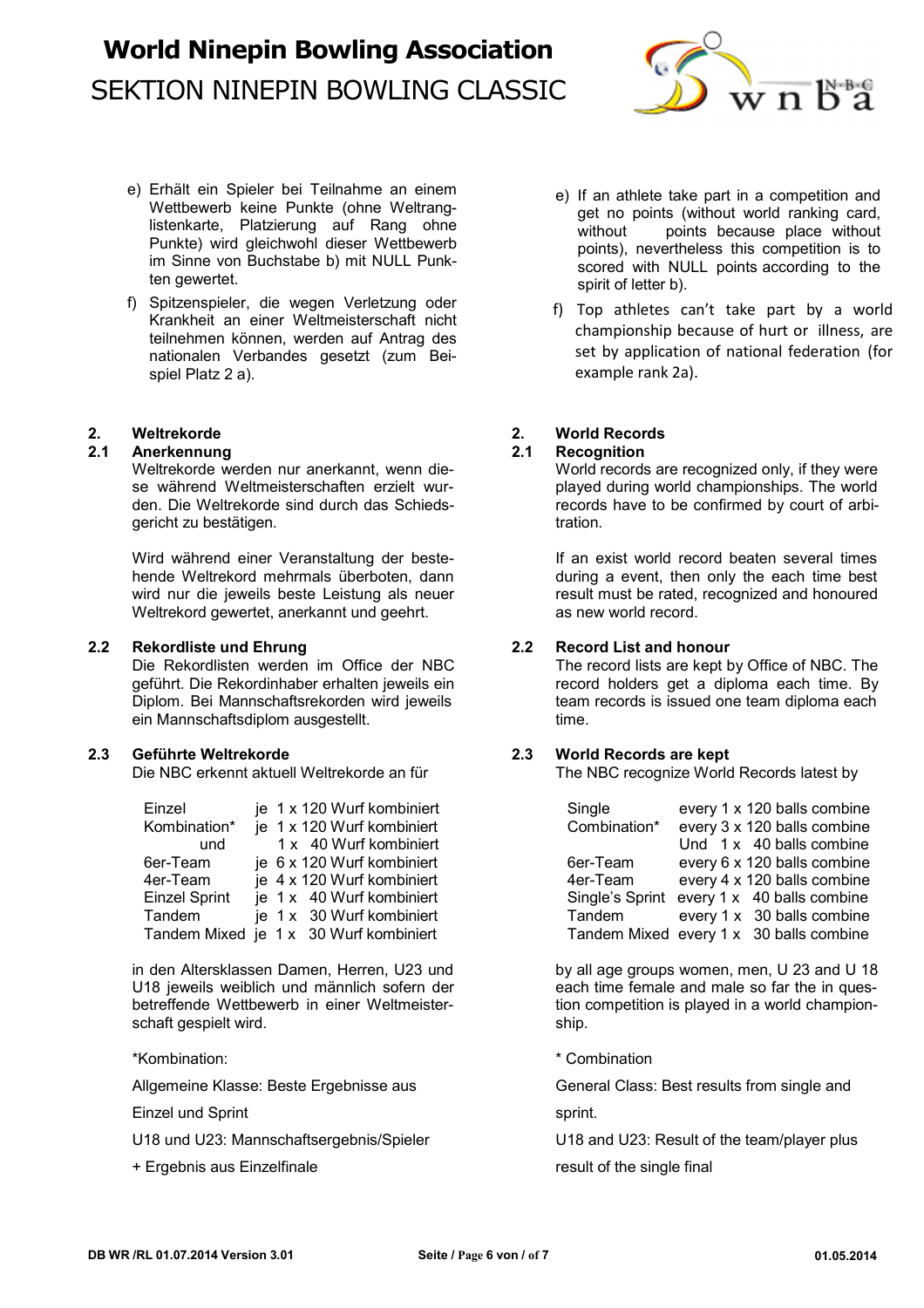e) Erhält ein Spieler bei Teilnahme an einem Wettbewerb keine Punkte (ohne Weltranglistenkarte, Platzierung auf Rang ohne Punkte) wird gleichwohl dieser Wettbewerb im Sinne von Buchstabe b) mit NULL Punkten gewertet.

f) Spitzenspieler, die wegen Verletzung oder Krankheit an einer Weltmeisterschaft nicht teilnehmen können, werden auf Antrag des nationalen Verbandes gesetzt (zum Beispiel Platz 2 a).

e) If an athlete take part in a competition and get no points (without world ranking card, without points because place without points), nevertheless this competition is to scored with NULL points according to the spirit of letter b).

f) Top athletes can't take part by a world championship because of hurt or illness, are set by application of national federation (for example rank 2a).

## 2. Weltrekorde

### 2.1 Anerkennung

Weltrekorde werden nur anerkannt, wenn diese während Weltmeisterschaften erzielt wurden. Die Weltrekorde sind durch das Schiedsgericht zu bestätigen.

Wird während einer Veranstaltung der bestehende Weltrekord mehrmals überboten, dann wird nur die jeweils beste Leistung als neuer Weltrekord gewertet, anerkannt und geehrt.

### 2.2 Rekordliste und Ehrung

Die Rekordlisten werden im Office der NBC geführt. Die Rekordinhaber erhalten jeweils ein Diplom. Bei Mannschaftsrekorden wird jeweils ein Mannschaftsdiplom ausgestellt.

### 2.3 Geführte Weltrekorde

Die NBC erkennt aktuell Weltrekorde an für

| | |
|---|---|
| Einzel | je 1 x 120 Wurf kombiniert |
| Kombination* | je 1 x 120 Wurf kombiniert |
| und | 1 x 40 Wurf kombiniert |
| 6er-Team | je 6 x 120 Wurf kombiniert |
| 4er-Team | je 4 x 120 Wurf kombiniert |
| Einzel Sprint | je 1 x 40 Wurf kombiniert |
| Tandem | je 1 x 30 Wurf kombiniert |
| Tandem Mixed | je 1 x 30 Wurf kombiniert |

in den Altersklassen Damen, Herren, U23 und U18 jeweils weiblich und männlich sofern der betreffende Wettbewerb in einer Weltmeisterschaft gespielt wird.

*Kombination:

Allgemeine Klasse: Beste Ergebnisse aus Einzel und Sprint

U18 und U23: Mannschaftsergebnis/Spieler + Ergebnis aus Einzelfinale

## 2. World Records

### 2.1 Recognition

World records are recognized only, if they were played during world championships. The world records have to be confirmed by court of arbitration.

If an exist world record beaten several times during a event, then only the each time best result must be rated, recognized and honoured as new world record.

### 2.2 Record List and honour

The record lists are kept by Office of NBC. The record holders get a diploma each time. By team records is issued one team diploma each time.

### 2.3 World Records are kept

The NBC recognize World Records latest by

| | |
|---|---|
| Single | every 1 x 120 balls combine |
| Combination* | every 3 x 120 balls combine |
| | Und 1 x 40 balls combine |
| 6er-Team | every 6 x 120 balls combine |
| 4er-Team | every 4 x 120 balls combine |
| Single's Sprint | every 1 x 40 balls combine |
| Tandem | every 1 x 30 balls combine |
| Tandem Mixed | every 1 x 30 balls combine |

by all age groups women, men, U 23 and U 18 each time female and male so far the in question competition is played in a world championship.

* Combination

General Class: Best results from single and sprint.

U18 and U23: Result of the team/player plus result of the single final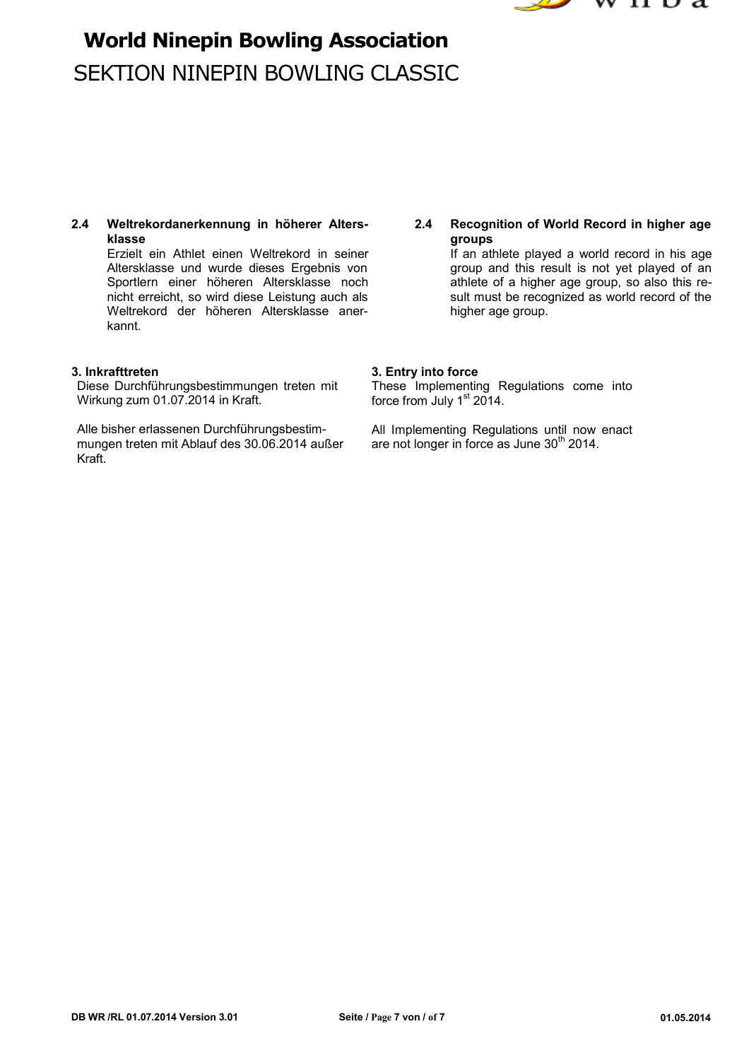**2.4 Weltrekordanerkennung in höherer Altersklasse**

Erzielt ein Athlet einen Weltrekord in seiner Altersklasse und wurde dieses Ergebnis von Sportlern einer höheren Altersklasse noch nicht erreicht, so wird diese Leistung auch als Weltrekord der höheren Altersklasse anerkannt.

**2.4 Recognition of World Record in higher age groups**

If an athlete played a world record in his age group and this result is not yet played of an athlete of a higher age group, so also this result must be recognized as world record of the higher age group.

**3. Inkrafttreten**

Diese Durchführungsbestimmungen treten mit Wirkung zum 01.07.2014 in Kraft.

Alle bisher erlassenen Durchführungsbestimmungen treten mit Ablauf des 30.06.2014 außer Kraft.

**3. Entry into force**

These Implementing Regulations come into force from July 1st 2014.

All Implementing Regulations until now enact are not longer in force as June 30th 2014.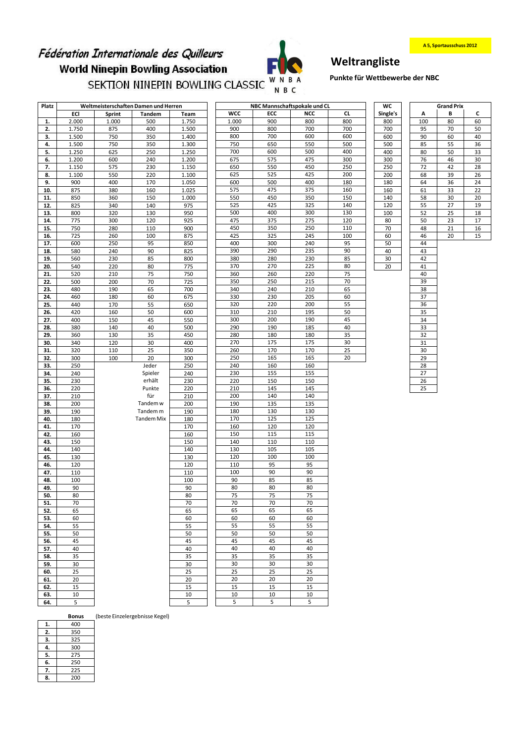A 5, Sportausschuss 2012

# Fédération Internationale des Quilleurs

## World Ninepin Bowling Association

### SEKTION NINEPIN BOWLING CLASSIC

W N B A
N B C

# Weltrangliste

**Punkte für Wettbewerbe der NBC**

| Platz | Weltmeisterschaften Damen und Herren | | | | NBC Mannschaftspokale und CL | | | | WC | Grand Prix | | |
|---|---|---|---|---|---|---|---|---|---|---|---|---|
| | ECI | Sprint | Tandem | Team | WCC | ECC | NCC | CL | Single's | A | B | C |
| **1.** | 2.000 | 1.000 | 500 | 1.750 | 1.000 | 900 | 800 | 800 | 800 | 100 | 80 | 60 |
| **2.** | 1.750 | 875 | 400 | 1.500 | 900 | 800 | 700 | 700 | 700 | 95 | 70 | 50 |
| **3.** | 1.500 | 750 | 350 | 1.400 | 800 | 700 | 600 | 600 | 600 | 90 | 60 | 40 |
| **4.** | 1.500 | 750 | 350 | 1.300 | 750 | 650 | 550 | 500 | 500 | 85 | 55 | 36 |
| **5.** | 1.250 | 625 | 250 | 1.250 | 700 | 600 | 500 | 400 | 400 | 80 | 50 | 33 |
| **6.** | 1.200 | 600 | 240 | 1.200 | 675 | 575 | 475 | 300 | 300 | 76 | 46 | 30 |
| **7.** | 1.150 | 575 | 230 | 1.150 | 650 | 550 | 450 | 250 | 250 | 72 | 42 | 28 |
| **8.** | 1.100 | 550 | 220 | 1.100 | 625 | 525 | 425 | 200 | 200 | 68 | 39 | 26 |
| **9.** | 900 | 400 | 170 | 1.050 | 600 | 500 | 400 | 180 | 180 | 64 | 36 | 24 |
| **10.** | 875 | 380 | 160 | 1.025 | 575 | 475 | 375 | 160 | 160 | 61 | 33 | 22 |
| **11.** | 850 | 360 | 150 | 1.000 | 550 | 450 | 350 | 150 | 140 | 58 | 30 | 20 |
| **12.** | 825 | 340 | 140 | 975 | 525 | 425 | 325 | 140 | 120 | 55 | 27 | 19 |
| **13.** | 800 | 320 | 130 | 950 | 500 | 400 | 300 | 130 | 100 | 52 | 25 | 18 |
| **14.** | 775 | 300 | 120 | 925 | 475 | 375 | 275 | 120 | 80 | 50 | 23 | 17 |
| **15.** | 750 | 280 | 110 | 900 | 450 | 350 | 250 | 110 | 70 | 48 | 21 | 16 |
| **16.** | 725 | 260 | 100 | 875 | 425 | 325 | 245 | 100 | 60 | 46 | 20 | 15 |
| **17.** | 600 | 250 | 95 | 850 | 400 | 300 | 240 | 95 | 50 | 44 | | |
| **18.** | 580 | 240 | 90 | 825 | 390 | 290 | 235 | 90 | 40 | 43 | | |
| **19.** | 560 | 230 | 85 | 800 | 380 | 280 | 230 | 85 | 30 | 42 | | |
| **20.** | 540 | 220 | 80 | 775 | 370 | 270 | 225 | 80 | 20 | 41 | | |
| **21.** | 520 | 210 | 75 | 750 | 360 | 260 | 220 | 75 | | 40 | | |
| **22.** | 500 | 200 | 70 | 725 | 350 | 250 | 215 | 70 | | 39 | | |
| **23.** | 480 | 190 | 65 | 700 | 340 | 240 | 210 | 65 | | 38 | | |
| **24.** | 460 | 180 | 60 | 675 | 330 | 230 | 205 | 60 | | 37 | | |
| **25.** | 440 | 170 | 55 | 650 | 320 | 220 | 200 | 55 | | 36 | | |
| **26.** | 420 | 160 | 50 | 600 | 310 | 210 | 195 | 50 | | 35 | | |
| **27.** | 400 | 150 | 45 | 550 | 300 | 200 | 190 | 45 | | 34 | | |
| **28.** | 380 | 140 | 40 | 500 | 290 | 190 | 185 | 40 | | 33 | | |
| **29.** | 360 | 130 | 35 | 450 | 280 | 180 | 180 | 35 | | 32 | | |
| **30.** | 340 | 120 | 30 | 400 | 270 | 175 | 175 | 30 | | 31 | | |
| **31.** | 320 | 110 | 25 | 350 | 260 | 170 | 170 | 25 | | 30 | | |
| **32.** | 300 | 100 | 20 | 300 | 250 | 165 | 165 | 20 | | 29 | | |
| **33.** | 250 | | Jeder | 250 | 240 | 160 | 160 | | | 28 | | |
| **34.** | 240 | | Spieler | 240 | 230 | 155 | 155 | | | 27 | | |
| **35.** | 230 | | erhält | 230 | 220 | 150 | 150 | | | 26 | | |
| **36.** | 220 | | Punkte | 220 | 210 | 145 | 145 | | | 25 | | |
| **37.** | 210 | | für | 210 | 200 | 140 | 140 | | | | | |
| **38.** | 200 | | Tandem w | 200 | 190 | 135 | 135 | | | | | |
| **39.** | 190 | | Tandem m | 190 | 180 | 130 | 130 | | | | | |
| **40.** | 180 | | Tandem Mix | 180 | 170 | 125 | 125 | | | | | |
| **41.** | 170 | | | 170 | 160 | 120 | 120 | | | | | |
| **42.** | 160 | | | 160 | 150 | 115 | 115 | | | | | |
| **43.** | 150 | | | 150 | 140 | 110 | 110 | | | | | |
| **44.** | 140 | | | 140 | 130 | 105 | 105 | | | | | |
| **45.** | 130 | | | 130 | 120 | 100 | 100 | | | | | |
| **46.** | 120 | | | 120 | 110 | 95 | 95 | | | | | |
| **47.** | 110 | | | 110 | 100 | 90 | 90 | | | | | |
| **48.** | 100 | | | 100 | 90 | 85 | 85 | | | | | |
| **49.** | 90 | | | 90 | 80 | 80 | 80 | | | | | |
| **50.** | 80 | | | 80 | 75 | 75 | 75 | | | | | |
| **51.** | 70 | | | 70 | 70 | 70 | 70 | | | | | |
| **52.** | 65 | | | 65 | 65 | 65 | 65 | | | | | |
| **53.** | 60 | | | 60 | 60 | 60 | 60 | | | | | |
| **54.** | 55 | | | 55 | 55 | 55 | 55 | | | | | |
| **55.** | 50 | | | 50 | 50 | 50 | 50 | | | | | |
| **56.** | 45 | | | 45 | 45 | 45 | 45 | | | | | |
| **57.** | 40 | | | 40 | 40 | 40 | 40 | | | | | |
| **58.** | 35 | | | 35 | 35 | 35 | 35 | | | | | |
| **59.** | 30 | | | 30 | 30 | 30 | 30 | | | | | |
| **60.** | 25 | | | 25 | 25 | 25 | 25 | | | | | |
| **61.** | 20 | | | 20 | 20 | 20 | 20 | | | | | |
| **62.** | 15 | | | 15 | 15 | 15 | 15 | | | | | |
| **63.** | 10 | | | 10 | 10 | 10 | 10 | | | | | |
| **64.** | 5 | | | 5 | 5 | 5 | 5 | | | | | |

(beste Einzelergebnisse Kegel)

| | Bonus |
|---|---|
| **1.** | 400 |
| **2.** | 350 |
| **3.** | 325 |
| **4.** | 300 |
| **5.** | 275 |
| **6.** | 250 |
| **7.** | 225 |
| **8.** | 200 |